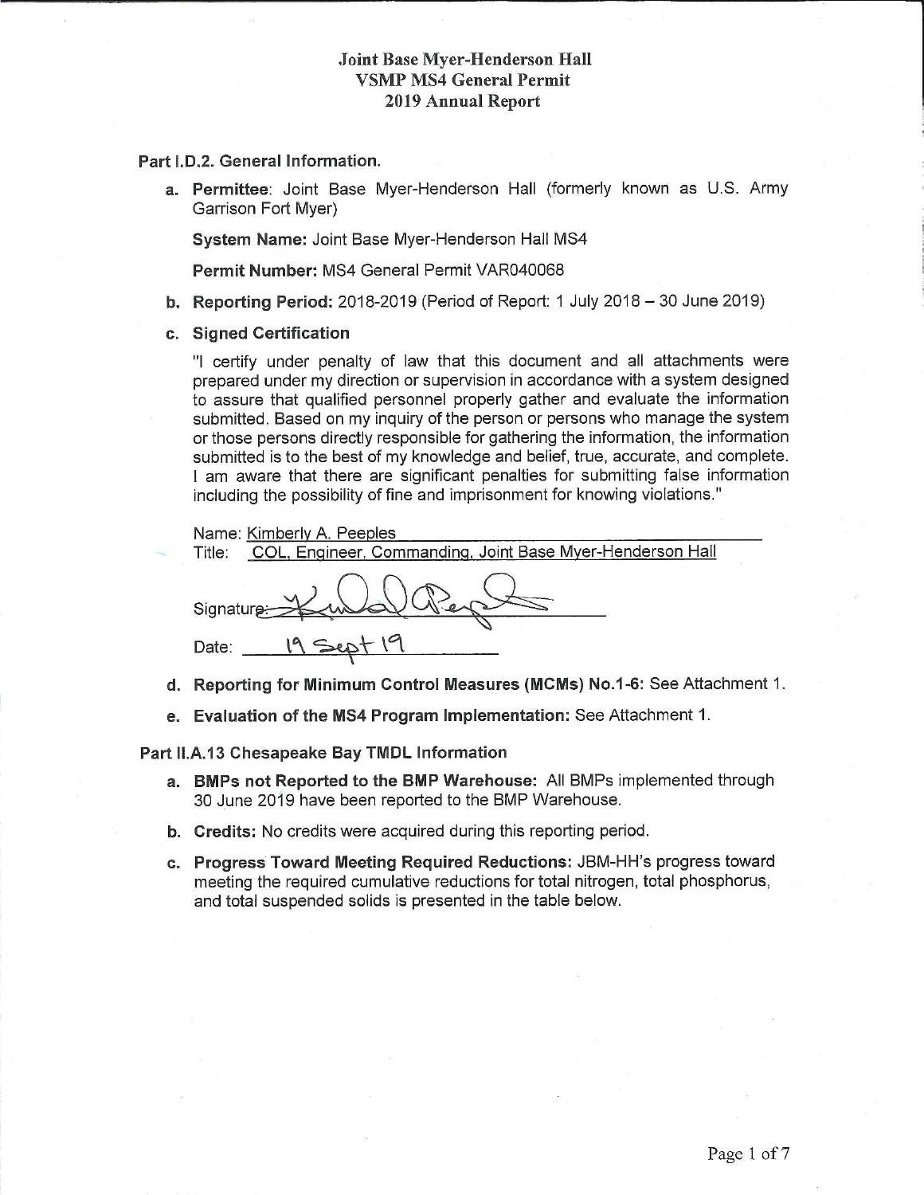# Joint Base Myer-Henderson Hall
# VSMP MS4 General Permit
# 2019 Annual Report

**Part I.D.2. General Information.**

a. **Permittee**: Joint Base Myer-Henderson Hall (formerly known as U.S. Army Garrison Fort Myer)

   **System Name:** Joint Base Myer-Henderson Hall MS4

   **Permit Number:** MS4 General Permit VAR040068

b. **Reporting Period:** 2018-2019 (Period of Report: 1 July 2018 – 30 June 2019)

c. **Signed Certification**

   "I certify under penalty of law that this document and all attachments were prepared under my direction or supervision in accordance with a system designed to assure that qualified personnel properly gather and evaluate the information submitted. Based on my inquiry of the person or persons who manage the system or those persons directly responsible for gathering the information, the information submitted is to the best of my knowledge and belief, true, accurate, and complete. I am aware that there are significant penalties for submitting false information including the possibility of fine and imprisonment for knowing violations."

   Name: Kimberly A. Peeples
   Title: COL, Engineer, Commanding, Joint Base Myer-Henderson Hall

   Signature: [signature]

   Date: 19 Sept 19

d. **Reporting for Minimum Control Measures (MCMs) No.1-6:** See Attachment 1.

e. **Evaluation of the MS4 Program Implementation:** See Attachment 1.

**Part II.A.13 Chesapeake Bay TMDL Information**

a. **BMPs not Reported to the BMP Warehouse:** All BMPs implemented through 30 June 2019 have been reported to the BMP Warehouse.

b. **Credits:** No credits were acquired during this reporting period.

c. **Progress Toward Meeting Required Reductions:** JBM-HH's progress toward meeting the required cumulative reductions for total nitrogen, total phosphorus, and total suspended solids is presented in the table below.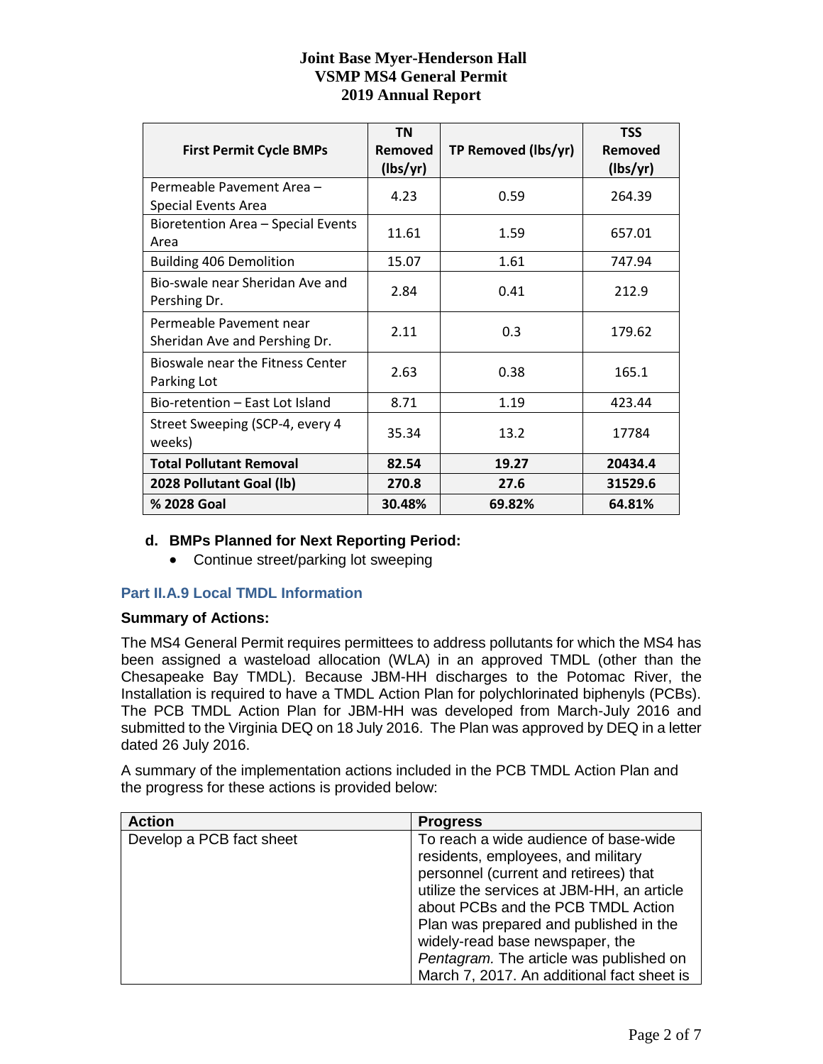| First Permit Cycle BMPs | TN Removed (lbs/yr) | TP Removed (lbs/yr) | TSS Removed (lbs/yr) |
|---|---|---|---|
| Permeable Pavement Area – Special Events Area | 4.23 | 0.59 | 264.39 |
| Bioretention Area – Special Events Area | 11.61 | 1.59 | 657.01 |
| Building 406 Demolition | 15.07 | 1.61 | 747.94 |
| Bio-swale near Sheridan Ave and Pershing Dr. | 2.84 | 0.41 | 212.9 |
| Permeable Pavement near Sheridan Ave and Pershing Dr. | 2.11 | 0.3 | 179.62 |
| Bioswale near the Fitness Center Parking Lot | 2.63 | 0.38 | 165.1 |
| Bio-retention – East Lot Island | 8.71 | 1.19 | 423.44 |
| Street Sweeping (SCP-4, every 4 weeks) | 35.34 | 13.2 | 17784 |
| **Total Pollutant Removal** | **82.54** | **19.27** | **20434.4** |
| **2028 Pollutant Goal (lb)** | **270.8** | **27.6** | **31529.6** |
| **% 2028 Goal** | **30.48%** | **69.82%** | **64.81%** |

**d. BMPs Planned for Next Reporting Period:**

- Continue street/parking lot sweeping

### Part II.A.9 Local TMDL Information

**Summary of Actions:**

The MS4 General Permit requires permittees to address pollutants for which the MS4 has been assigned a wasteload allocation (WLA) in an approved TMDL (other than the Chesapeake Bay TMDL). Because JBM-HH discharges to the Potomac River, the Installation is required to have a TMDL Action Plan for polychlorinated biphenyls (PCBs). The PCB TMDL Action Plan for JBM-HH was developed from March-July 2016 and submitted to the Virginia DEQ on 18 July 2016. The Plan was approved by DEQ in a letter dated 26 July 2016.

A summary of the implementation actions included in the PCB TMDL Action Plan and the progress for these actions is provided below:

| Action | Progress |
|---|---|
| Develop a PCB fact sheet | To reach a wide audience of base-wide residents, employees, and military personnel (current and retirees) that utilize the services at JBM-HH, an article about PCBs and the PCB TMDL Action Plan was prepared and published in the widely-read base newspaper, the *Pentagram.* The article was published on March 7, 2017. An additional fact sheet is |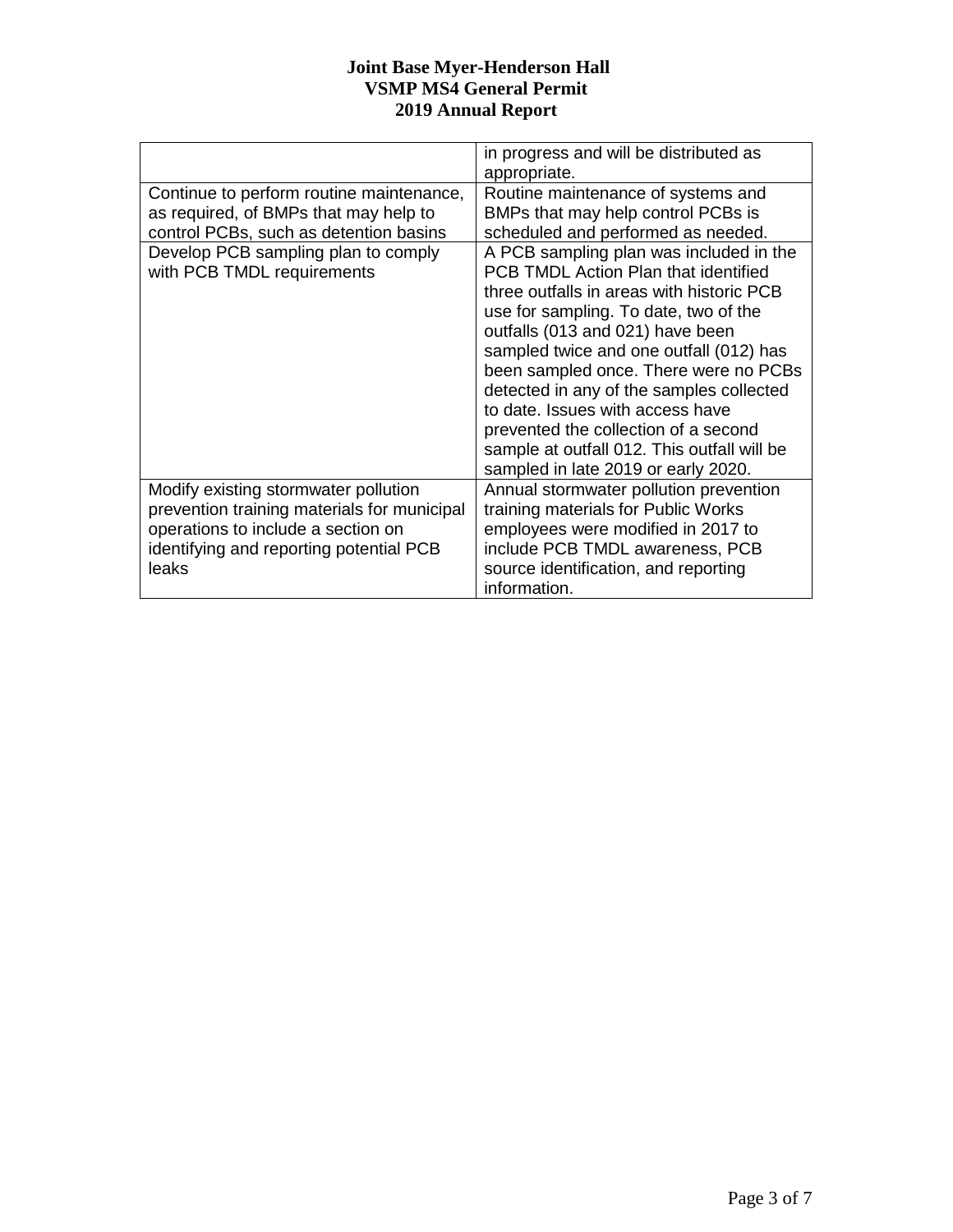| | |
|---|---|
| | in progress and will be distributed as appropriate. |
| Continue to perform routine maintenance, as required, of BMPs that may help to control PCBs, such as detention basins | Routine maintenance of systems and BMPs that may help control PCBs is scheduled and performed as needed. |
| Develop PCB sampling plan to comply with PCB TMDL requirements | A PCB sampling plan was included in the PCB TMDL Action Plan that identified three outfalls in areas with historic PCB use for sampling. To date, two of the outfalls (013 and 021) have been sampled twice and one outfall (012) has been sampled once. There were no PCBs detected in any of the samples collected to date. Issues with access have prevented the collection of a second sample at outfall 012. This outfall will be sampled in late 2019 or early 2020. |
| Modify existing stormwater pollution prevention training materials for municipal operations to include a section on identifying and reporting potential PCB leaks | Annual stormwater pollution prevention training materials for Public Works employees were modified in 2017 to include PCB TMDL awareness, PCB source identification, and reporting information. |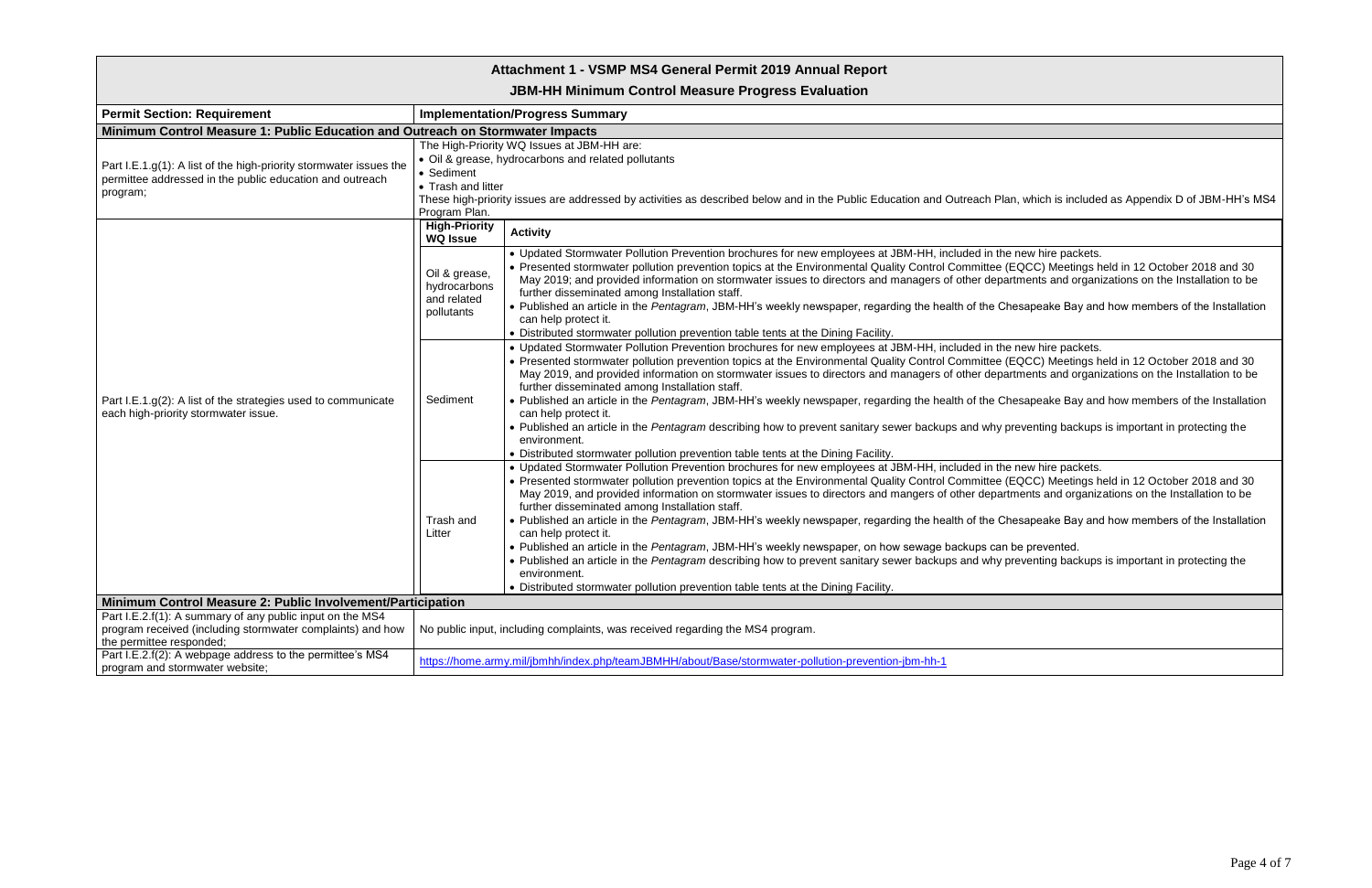# Attachment 1 - VSMP MS4 General Permit 2019 Annual Report

## JBM-HH Minimum Control Measure Progress Evaluation

| Permit Section: Requirement | Implementation/Progress Summary | |
|---|---|---|
| **Minimum Control Measure 1: Public Education and Outreach on Stormwater Impacts** | | |
| Part I.E.1.g(1): A list of the high-priority stormwater issues the permittee addressed in the public education and outreach program; | The High-Priority WQ Issues at JBM-HH are:<br>• Oil & grease, hydrocarbons and related pollutants<br>• Sediment<br>• Trash and litter<br>These high-priority issues are addressed by activities as described below and in the Public Education and Outreach Plan, which is included as Appendix D of JBM-HH's MS4 Program Plan. | |
| Part I.E.1.g(2): A list of the strategies used to communicate each high-priority stormwater issue. | **High-Priority WQ Issue** | **Activity** |
| | Oil & grease, hydrocarbons and related pollutants | • Updated Stormwater Pollution Prevention brochures for new employees at JBM-HH, included in the new hire packets.<br>• Presented stormwater pollution prevention topics at the Environmental Quality Control Committee (EQCC) Meetings held in 12 October 2018 and 30 May 2019; and provided information on stormwater issues to directors and managers of other departments and organizations on the Installation to be further disseminated among Installation staff.<br>• Published an article in the *Pentagram*, JBM-HH's weekly newspaper, regarding the health of the Chesapeake Bay and how members of the Installation can help protect it.<br>• Distributed stormwater pollution prevention table tents at the Dining Facility. |
| | Sediment | • Updated Stormwater Pollution Prevention brochures for new employees at JBM-HH, included in the new hire packets.<br>• Presented stormwater pollution prevention topics at the Environmental Quality Control Committee (EQCC) Meetings held in 12 October 2018 and 30 May 2019, and provided information on stormwater issues to directors and managers of other departments and organizations on the Installation to be further disseminated among Installation staff.<br>• Published an article in the *Pentagram*, JBM-HH's weekly newspaper, regarding the health of the Chesapeake Bay and how members of the Installation can help protect it.<br>• Published an article in the *Pentagram* describing how to prevent sanitary sewer backups and why preventing backups is important in protecting the environment.<br>• Distributed stormwater pollution prevention table tents at the Dining Facility. |
| | Trash and Litter | • Updated Stormwater Pollution Prevention brochures for new employees at JBM-HH, included in the new hire packets.<br>• Presented stormwater pollution prevention topics at the Environmental Quality Control Committee (EQCC) Meetings held in 12 October 2018 and 30 May 2019, and provided information on stormwater issues to directors and mangers of other departments and organizations on the Installation to be further disseminated among Installation staff.<br>• Published an article in the *Pentagram*, JBM-HH's weekly newspaper, regarding the health of the Chesapeake Bay and how members of the Installation can help protect it.<br>• Published an article in the *Pentagram*, JBM-HH's weekly newspaper, on how sewage backups can be prevented.<br>• Published an article in the *Pentagram* describing how to prevent sanitary sewer backups and why preventing backups is important in protecting the environment.<br>• Distributed stormwater pollution prevention table tents at the Dining Facility. |
| **Minimum Control Measure 2: Public Involvement/Participation** | | |
| Part I.E.2.f(1): A summary of any public input on the MS4 program received (including stormwater complaints) and how the permittee responded; | No public input, including complaints, was received regarding the MS4 program. | |
| Part I.E.2.f(2): A webpage address to the permittee's MS4 program and stormwater website; | https://home.army.mil/jbmhh/index.php/teamJBMHH/about/Base/stormwater-pollution-prevention-jbm-hh-1 | |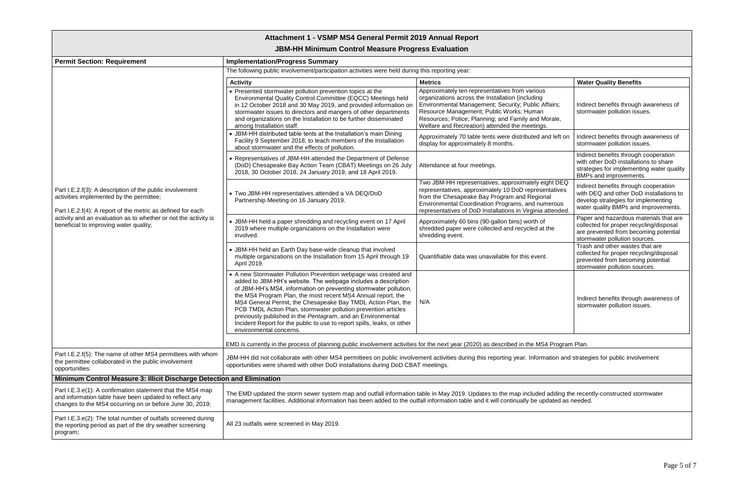# Attachment 1 - VSMP MS4 General Permit 2019 Annual Report

## JBM-HH Minimum Control Measure Progress Evaluation

| Permit Section: Requirement | Implementation/Progress Summary |
|---|---|
| Part I.E.2.f(3): A description of the public involvement activities implemented by the permittee; <br><br> Part I.E.2.f(4): A report of the metric as defined for each activity and an evaluation as to whether or not the activity is beneficial to improving water quality; | The following public involvement/participation activities were held during this reporting year: (see table below) <br><br> EMD is currently in the process of planning public involvement activities for the next year (2020) as described in the MS4 Program Plan. |

| Activity | Metrics | Water Quality Benefits |
|---|---|---|
| • Presented stormwater pollution prevention topics at the Environmental Quality Control Committee (EQCC) Meetings held in 12 October 2018 and 30 May 2019, and provided information on stormwater issues to directors and mangers of other departments and organizations on the Installation to be further disseminated among Installation staff. | Approximately ten representatives from various organizations across the Installation (including Environmental Management; Security; Public Affairs; Resource Management; Public Works; Human Resources; Police; Planning; and Family and Morale, Welfare and Recreation) attended the meetings. | Indirect benefits through awareness of stormwater pollution issues. |
| • JBM-HH distributed table tents at the Installation's main Dining Facility 9 September 2018, to teach members of the Installation about stormwater and the effects of pollution. | Approximately 70 table tents were distributed and left on display for approximately 8 months. | Indirect benefits through awareness of stormwater pollution issues. |
| • Representatives of JBM-HH attended the Department of Defense (DoD) Chesapeake Bay Action Team (CBAT) Meetings on 26 July 2018, 30 October 2018, 24 January 2019, and 18 April 2019. | Attendance at four meetings. | Indirect benefits through cooperation with other DoD installations to share strategies for implementing water quality BMPs and improvements. |
| • Two JBM-HH representatives attended a VA DEQ/DoD Partnership Meeting on 16 January 2019. | Two JBM-HH representatives, approximately eight DEQ representatives, approximately 10 DoD representatives from the Chesapeake Bay Program and Regional Environmental Coordination Programs, and numerous representatives of DoD Installations in Virginia attended. | Indirect benefits through cooperation with DEQ and other DoD installations to develop strategies for implementing water quality BMPs and improvements. |
| • JBM-HH held a paper shredding and recycling event on 17 April 2019 where multiple organizations on the Installation were involved. | Approximately 60 bins (90-gallon bins) worth of shredded paper were collected and recycled at the shredding event. | Paper and hazardous materials that are collected for proper recycling/disposal are prevented from becoming potential stormwater pollution sources. |
| • JBM-HH held an Earth Day base-wide cleanup that involved multiple organizations on the Installation from 15 April through 19 April 2019. | Quantifiable data was unavailable for this event. | Trash and other wastes that are collected for proper recycling/disposal prevented from becoming potential stormwater pollution sources. |
| • A new Stormwater Pollution Prevention webpage was created and added to JBM-HH's website. The webpage includes a description of JBM-HH's MS4, information on preventing stormwater pollution, the MS4 Program Plan, the most recent MS4 Annual report, the MS4 General Permit, the Chesapeake Bay TMDL Action Plan, the PCB TMDL Action Plan, stormwater pollution prevention articles previously published in the *Pentagram*, and an Environmental Incident Report for the public to use to report spills, leaks, or other environmental concerns. | N/A | Indirect benefits through awareness of stormwater pollution issues. |

| Permit Section: Requirement | Implementation/Progress Summary |
|---|---|
| Part I.E.2.f(5): The name of other MS4 permittees with whom the permittee collaborated in the public involvement opportunities. | JBM-HH did not collaborate with other MS4 permittees on public involvement activities during this reporting year. Information and strategies for public involvement opportunities were shared with other DoD installations during DoD CBAT meetings. |
| **Minimum Control Measure 3: Illicit Discharge Detection and Elimination** | |
| Part I.E.3.e(1): A confirmation statement that the MS4 map and information table have been updated to reflect any changes to the MS4 occurring on or before June 30, 2019; | The EMD updated the storm sewer system map and outfall information table in May 2019. Updates to the map included adding the recently-constructed stormwater management facilities. Additional information has been added to the outfall information table and it will continually be updated as needed. |
| Part I.E.3.e(2): The total number of outfalls screened during the reporting period as part of the dry weather screening program; | All 23 outfalls were screened in May 2019. |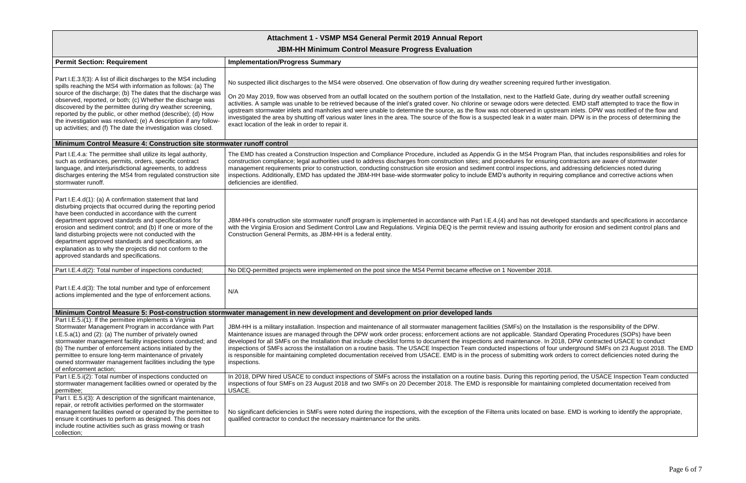| Attachment 1 - VSMP MS4 General Permit 2019 Annual Report<br>JBM-HH Minimum Control Measure Progress Evaluation | |
|---|---|
| **Permit Section: Requirement** | **Implementation/Progress Summary** |
| Part I.E.3.f(3): A list of illicit discharges to the MS4 including spills reaching the MS4 with information as follows: (a) The source of the discharge; (b) The dates that the discharge was observed, reported, or both; (c) Whether the discharge was discovered by the permittee during dry weather screening, reported by the public, or other method (describe); (d) How the investigation was resolved; (e) A description if any follow-up activities; and (f) The date the investigation was closed. | No suspected illicit discharges to the MS4 were observed. One observation of flow during dry weather screening required further investigation.<br><br>On 20 May 2019, flow was observed from an outfall located on the southern portion of the Installation, next to the Hatfield Gate, during dry weather outfall screening activities. A sample was unable to be retrieved because of the inlet's grated cover. No chlorine or sewage odors were detected. EMD staff attempted to trace the flow in upstream stormwater inlets and manholes and were unable to determine the source, as the flow was not observed in upstream inlets. DPW was notified of the flow and investigated the area by shutting off various water lines in the area. The source of the flow is a suspected leak in a water main. DPW is in the process of determining the exact location of the leak in order to repair it. |
| **Minimum Control Measure 4: Construction site stormwater runoff control** | |
| Part I.E.4.a: The permittee shall utilize its legal authority, such as ordinances, permits, orders, specific contract language, and interjurisdictional agreements, to address discharges entering the MS4 from regulated construction site stormwater runoff. | The EMD has created a Construction Inspection and Compliance Procedure, included as Appendix G in the MS4 Program Plan, that includes responsibilities and roles for construction compliance; legal authorities used to address discharges from construction sites; and procedures for ensuring contractors are aware of stormwater management requirements prior to construction, conducting construction site erosion and sediment control inspections, and addressing deficiencies noted during inspections. Additionally, EMD has updated the JBM-HH base-wide stormwater policy to include EMD's authority in requiring compliance and corrective actions when deficiencies are identified. |
| Part I.E.4.d(1): (a) A confirmation statement that land disturbing projects that occurred during the reporting period have been conducted in accordance with the current department approved standards and specifications for erosion and sediment control; and (b) If one or more of the land disturbing projects were not conducted with the department approved standards and specifications, an explanation as to why the projects did not conform to the approved standards and specifications. | JBM-HH's construction site stormwater runoff program is implemented in accordance with Part I.E.4.(4) and has not developed standards and specifications in accordance with the Virginia Erosion and Sediment Control Law and Regulations. Virginia DEQ is the permit review and issuing authority for erosion and sediment control plans and Construction General Permits, as JBM-HH is a federal entity. |
| Part I.E.4.d(2): Total number of inspections conducted; | No DEQ-permitted projects were implemented on the post since the MS4 Permit became effective on 1 November 2018. |
| Part I.E.4.d(3): The total number and type of enforcement actions implemented and the type of enforcement actions. | N/A |
| **Minimum Control Measure 5: Post-construction stormwater management in new development and development on prior developed lands** | |
| Part I.E.5.i(1): If the permittee implements a Virginia Stormwater Management Program in accordance with Part I.E.5.a(1) and (2): (a) The number of privately owned stormwater management facility inspections conducted; and (b) The number of enforcement actions initiated by the permittee to ensure long-term maintenance of privately owned stormwater management facilities including the type of enforcement action; | JBM-HH is a military installation. Inspection and maintenance of all stormwater management facilities (SMFs) on the Installation is the responsibility of the DPW. Maintenance issues are managed through the DPW work order process; enforcement actions are not applicable. Standard Operating Procedures (SOPs) have been developed for all SMFs on the Installation that include checklist forms to document the inspections and maintenance. In 2018, DPW contracted USACE to conduct inspections of SMFs across the installation on a routine basis. The USACE Inspection Team conducted inspections of four underground SMFs on 23 August 2018. The EMD is responsible for maintaining completed documentation received from USACE. EMD is in the process of submitting work orders to correct deficiencies noted during the inspections. |
| Part I.E.5.i(2): Total number of inspections conducted on stormwater management facilities owned or operated by the permittee; | In 2018, DPW hired USACE to conduct inspections of SMFs across the installation on a routine basis. During this reporting period, the USACE Inspection Team conducted inspections of four SMFs on 23 August 2018 and two SMFs on 20 December 2018. The EMD is responsible for maintaining completed documentation received from USACE. |
| Part I. E.5.i(3): A description of the significant maintenance, repair, or retrofit activities performed on the stormwater management facilities owned or operated by the permittee to ensure it continues to perform as designed. This does not include routine activities such as grass mowing or trash collection; | No significant deficiencies in SMFs were noted during the inspections, with the exception of the Filterra units located on base. EMD is working to identify the appropriate, qualified contractor to conduct the necessary maintenance for the units. |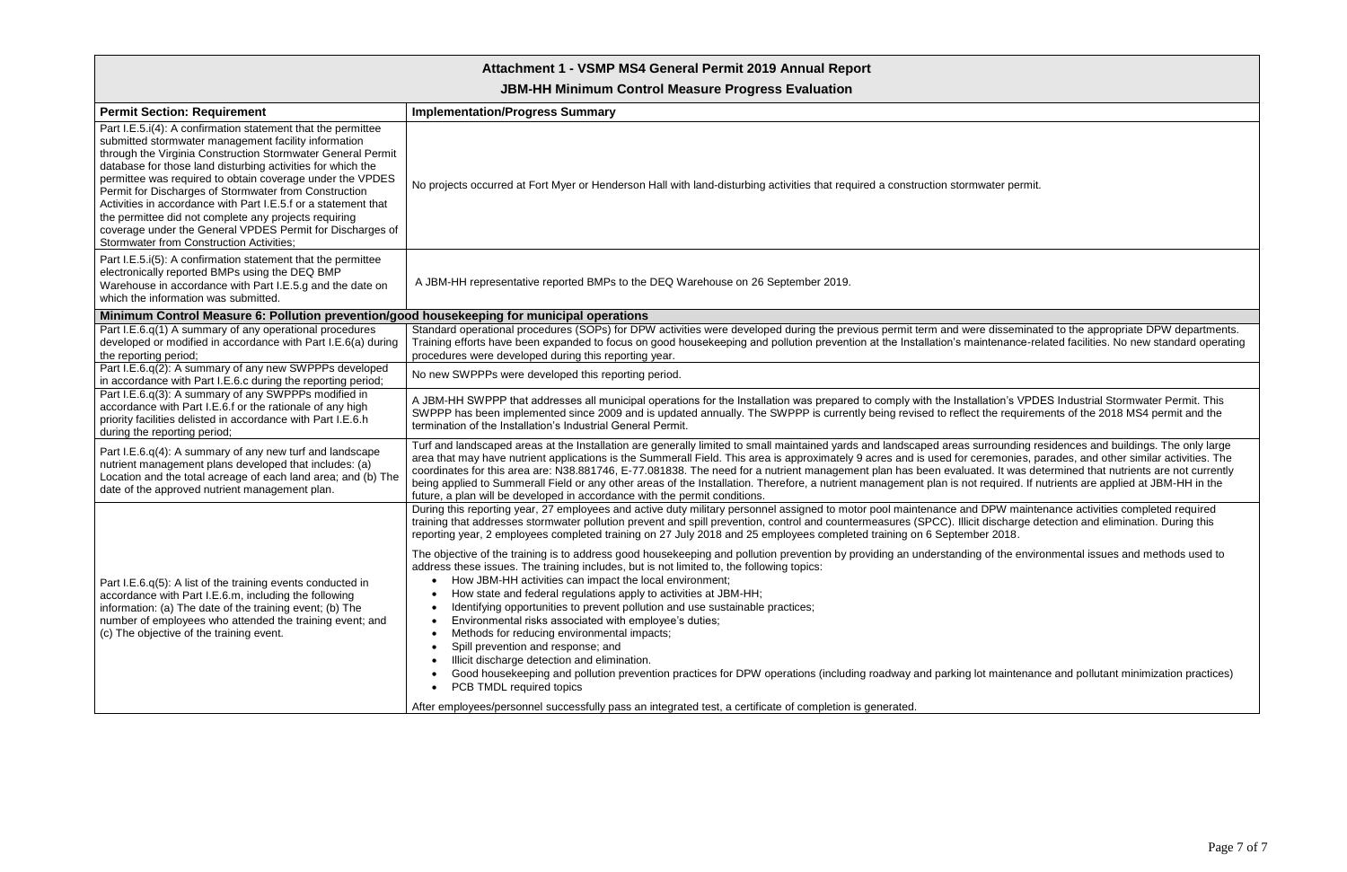| Attachment 1 - VSMP MS4 General Permit 2019 Annual Report<br>JBM-HH Minimum Control Measure Progress Evaluation | |
|---|---|
| **Permit Section: Requirement** | **Implementation/Progress Summary** |
| Part I.E.5.i(4): A confirmation statement that the permittee submitted stormwater management facility information through the Virginia Construction Stormwater General Permit database for those land disturbing activities for which the permittee was required to obtain coverage under the VPDES Permit for Discharges of Stormwater from Construction Activities in accordance with Part I.E.5.f or a statement that the permittee did not complete any projects requiring coverage under the General VPDES Permit for Discharges of Stormwater from Construction Activities; | No projects occurred at Fort Myer or Henderson Hall with land-disturbing activities that required a construction stormwater permit. |
| Part I.E.5.i(5): A confirmation statement that the permittee electronically reported BMPs using the DEQ BMP Warehouse in accordance with Part I.E.5.g and the date on which the information was submitted. | A JBM-HH representative reported BMPs to the DEQ Warehouse on 26 September 2019. |
| **Minimum Control Measure 6: Pollution prevention/good housekeeping for municipal operations** | |
| Part I.E.6.q(1) A summary of any operational procedures developed or modified in accordance with Part I.E.6(a) during the reporting period; | Standard operational procedures (SOPs) for DPW activities were developed during the previous permit term and were disseminated to the appropriate DPW departments. Training efforts have been expanded to focus on good housekeeping and pollution prevention at the Installation's maintenance-related facilities. No new standard operating procedures were developed during this reporting year. |
| Part I.E.6.q(2): A summary of any new SWPPPs developed in accordance with Part I.E.6.c during the reporting period; | No new SWPPPs were developed this reporting period. |
| Part I.E.6.q(3): A summary of any SWPPPs modified in accordance with Part I.E.6.f or the rationale of any high priority facilities delisted in accordance with Part I.E.6.h during the reporting period; | A JBM-HH SWPPP that addresses all municipal operations for the Installation was prepared to comply with the Installation's VPDES Industrial Stormwater Permit. This SWPPP has been implemented since 2009 and is updated annually. The SWPPP is currently being revised to reflect the requirements of the 2018 MS4 permit and the termination of the Installation's Industrial General Permit. |
| Part I.E.6.q(4): A summary of any new turf and landscape nutrient management plans developed that includes: (a) Location and the total acreage of each land area; and (b) The date of the approved nutrient management plan. | Turf and landscaped areas at the Installation are generally limited to small maintained yards and landscaped areas surrounding residences and buildings. The only large area that may have nutrient applications is the Summerall Field. This area is approximately 9 acres and is used for ceremonies, parades, and other similar activities. The coordinates for this area are: N38.881746, E-77.081838. The need for a nutrient management plan has been evaluated. It was determined that nutrients are not currently being applied to Summerall Field or any other areas of the Installation. Therefore, a nutrient management plan is not required. If nutrients are applied at JBM-HH in the future, a plan will be developed in accordance with the permit conditions. |
| Part I.E.6.q(5): A list of the training events conducted in accordance with Part I.E.6.m, including the following information: (a) The date of the training event; (b) The number of employees who attended the training event; and (c) The objective of the training event. | During this reporting year, 27 employees and active duty military personnel assigned to motor pool maintenance and DPW maintenance activities completed required training that addresses stormwater pollution prevent and spill prevention, control and countermeasures (SPCC). Illicit discharge detection and elimination. During this reporting year, 2 employees completed training on 27 July 2018 and 25 employees completed training on 6 September 2018.<br><br>The objective of the training is to address good housekeeping and pollution prevention by providing an understanding of the environmental issues and methods used to address these issues. The training includes, but is not limited to, the following topics:<br>• How JBM-HH activities can impact the local environment;<br>• How state and federal regulations apply to activities at JBM-HH;<br>• Identifying opportunities to prevent pollution and use sustainable practices;<br>• Environmental risks associated with employee's duties;<br>• Methods for reducing environmental impacts;<br>• Spill prevention and response; and<br>• Illicit discharge detection and elimination.<br>• Good housekeeping and pollution prevention practices for DPW operations (including roadway and parking lot maintenance and pollutant minimization practices)<br>• PCB TMDL required topics<br><br>After employees/personnel successfully pass an integrated test, a certificate of completion is generated. |